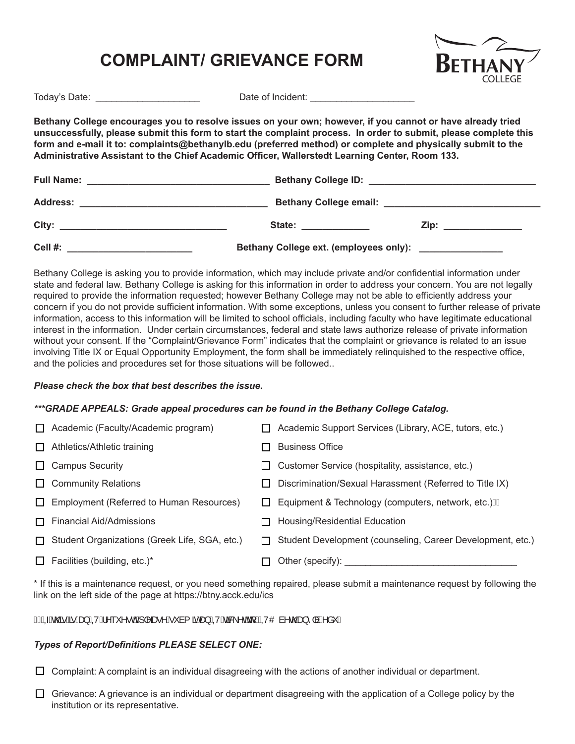# COMPLAINT/ GRIEVANCE FORM

Today's Date: ____________________ Date of Incident: ____________________

**Bethany College encourages you to resolve issues on your own; however, if you cannot or have already tried unsuccessfully, please submit this form to start the complaint process. In order to submit, please complete this form and e-mail it to: complaints@bethanylb.edu (preferred method) or complete and physically submit to the Administrative Assistant to the Chief Academic Officer, Wallerstedt Learning Center, Room 133.**

**Full Name:** __________________________________ **Bethany College ID:** ________________________________

**Address:** ___________________________________ **Bethany College email:** ______________________________

**City:** ________________________________ **State:** _____________ **Zip:** _______________

**Cell #:** ________________________ **Bethany College ext. (employees only):** ________________

Bethany College is asking you to provide information, which may include private and/or confidential information under state and federal law. Bethany College is asking for this information in order to address your concern. You are not legally required to provide the information requested; however Bethany College may not be able to efficiently address your concern if you do not provide sufficient information. With some exceptions, unless you consent to further release of private information, access to this information will be limited to school officials, including faculty who have legitimate educational interest in the information. Under certain circumstances, federal and state laws authorize release of private information without your consent. If the "Complaint/Grievance Form" indicates that the complaint or grievance is related to an issue involving Title IX or Equal Opportunity Employment, the form shall be immediately relinquished to the respective office, and the policies and procedures set for those situations will be followed..

***Please check the box that best describes the issue.***

***\*\*\*GRADE APPEALS: Grade appeal procedures can be found in the Bethany College Catalog.***

- ☐ Academic (Faculty/Academic program)
- ☐ Academic Support Services (Library, ACE, tutors, etc.)
- ☐ Athletics/Athletic training
- ☐ Business Office
- ☐ Campus Security
- ☐ Customer Service (hospitality, assistance, etc.)
- ☐ Community Relations
- ☐ Discrimination/Sexual Harassment (Referred to Title IX)
- ☐ Employment (Referred to Human Resources)
- ☐ Equipment & Technology (computers, network, etc.)ƒƒ
- ☐ Financial Aid/Admissions
- ☐ Housing/Residential Education
- ☐ Student Organizations (Greek Life, SGA, etc.)
- ☐ Student Development (counseling, Career Development, etc.)
- ☐ Facilities (building, etc.)*
- ☐ Other (specify): _________________________________

\* If this is a maintenance request, or you need something repaired, please submit a maintenance request by following the link on the left side of the page at https://btny.acck.edu/ics

ƒƒ,IWKLVLVDQ,7 UHTXHVWSOHDVHVXEPLWDQ,7 WLFNHWWR,7# EHWKDQ\OEHGX

***Types of Report/Definitions PLEASE SELECT ONE:***

- ☐ Complaint: A complaint is an individual disagreeing with the actions of another individual or department.
- ☐ Grievance: A grievance is an individual or department disagreeing with the application of a College policy by the institution or its representative.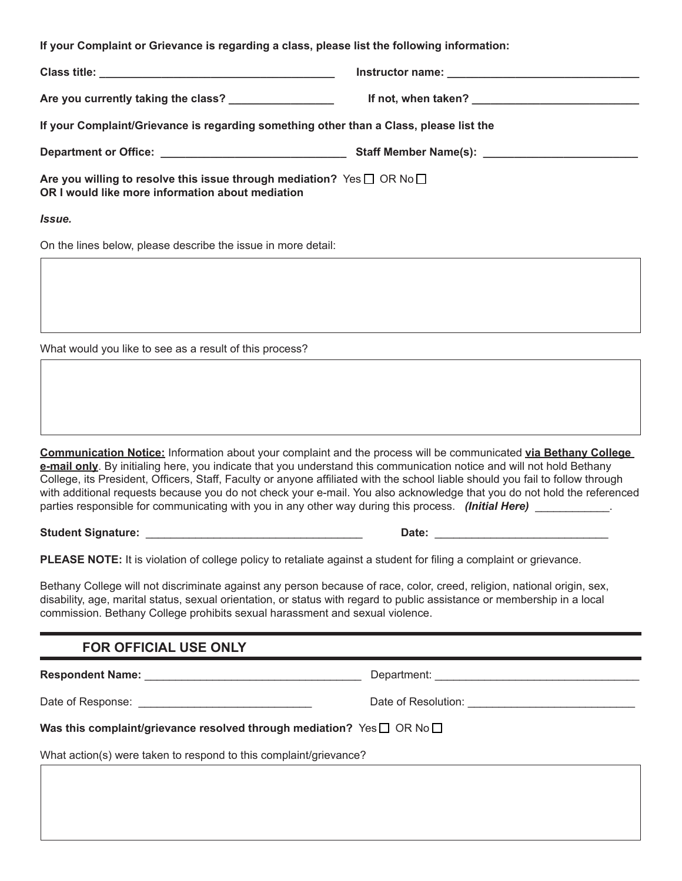**If your Complaint or Grievance is regarding a class, please list the following information:**

**Class title:** ______________________________________ **Instructor name:** ______________________________

**Are you currently taking the class?** ________________ **If not, when taken?** ___________________________

**If your Complaint/Grievance is regarding something other than a Class, please list the**

**Department or Office:** ______________________________ **Staff Member Name(s):** ________________________

**Are you willing to resolve this issue through mediation?** Yes ☐ OR No ☐
**OR I would like more information about mediation**

***Issue.***

On the lines below, please describe the issue in more detail:

What would you like to see as a result of this process?

**Communication Notice:** Information about your complaint and the process will be communicated **via Bethany College e-mail only**. By initialing here, you indicate that you understand this communication notice and will not hold Bethany College, its President, Officers, Staff, Faculty or anyone affiliated with the school liable should you fail to follow through with additional requests because you do not check your e-mail. You also acknowledge that you do not hold the referenced parties responsible for communicating with you in any other way during this process. ***(Initial Here)*** ____________.

**Student Signature:** ___________________________________ **Date:** ___________________________

**PLEASE NOTE:** It is violation of college policy to retaliate against a student for filing a complaint or grievance.

Bethany College will not discriminate against any person because of race, color, creed, religion, national origin, sex, disability, age, marital status, sexual orientation, or status with regard to public assistance or membership in a local commission. Bethany College prohibits sexual harassment and sexual violence.

## FOR OFFICIAL USE ONLY

**Respondent Name:** ___________________________________ Department: ________________________________

Date of Response: ____________________________ Date of Resolution: __________________________

**Was this complaint/grievance resolved through mediation?** Yes ☐ OR No ☐

What action(s) were taken to respond to this complaint/grievance?